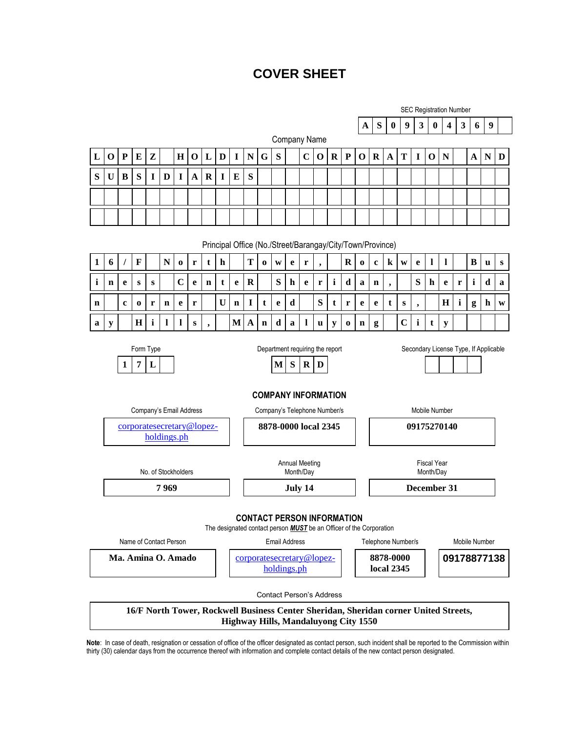# COVER SHEET

SEC Registration Number

**AS093043690**

Company Name

**LOPEZ HOLDINGS CORPORATION AND SUBSIDIARIES**

Principal Office (No./Street/Barangay/City/Town/Province)

**16/F North Tower, Rockwell Business Center Sheridan, Sheridan corner United Streets, Highway Hills, Mandaluyong City**

| Form Type | Department requiring the report | Secondary License Type, If Applicable |
|---|---|---|
| **17L** | **MSRD** | |

## COMPANY INFORMATION

| Company's Email Address | Company's Telephone Number/s | Mobile Number |
|---|---|---|
| corporatesecretary@lopez-holdings.ph | **8878-0000 local 2345** | **09175270140** |

| No. of Stockholders | Annual Meeting Month/Day | Fiscal Year Month/Day |
|---|---|---|
| **7 969** | **July 14** | **December 31** |

## CONTACT PERSON INFORMATION

The designated contact person ***MUST*** be an Officer of the Corporation

| Name of Contact Person | Email Address | Telephone Number/s | Mobile Number |
|---|---|---|---|
| **Ma. Amina O. Amado** | corporatesecretary@lopez-holdings.ph | **8878-0000 local 2345** | **09178877138** |

Contact Person's Address

**16/F North Tower, Rockwell Business Center Sheridan, Sheridan corner United Streets, Highway Hills, Mandaluyong City 1550**

**Note**: In case of death, resignation or cessation of office of the officer designated as contact person, such incident shall be reported to the Commission within thirty (30) calendar days from the occurrence thereof with information and complete contact details of the new contact person designated.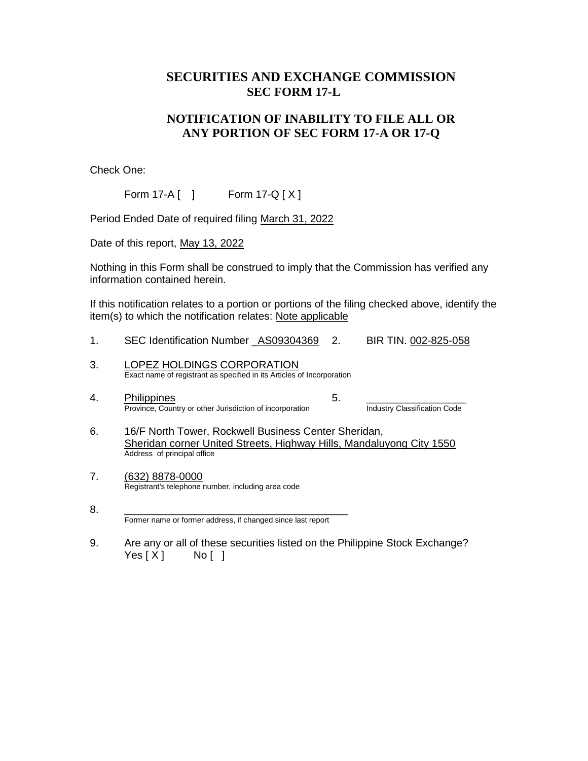# SECURITIES AND EXCHANGE COMMISSION
## SEC FORM 17-L

## NOTIFICATION OF INABILITY TO FILE ALL OR ANY PORTION OF SEC FORM 17-A OR 17-Q

Check One:

Form 17-A [ ]  Form 17-Q [ X ]

Period Ended Date of required filing March 31, 2022

Date of this report, May 13, 2022

Nothing in this Form shall be construed to imply that the Commission has verified any information contained herein.

If this notification relates to a portion or portions of the filing checked above, identify the item(s) to which the notification relates: Note applicable

1. SEC Identification Number AS09304369  2. BIR TIN. 002-825-058

3. LOPEZ HOLDINGS CORPORATION
   Exact name of registrant as specified in its Articles of Incorporation

4. Philippines
   Province, Country or other Jurisdiction of incorporation

5. ____________________
   Industry Classification Code

6. 16/F North Tower, Rockwell Business Center Sheridan, Sheridan corner United Streets, Highway Hills, Mandaluyong City 1550
   Address of principal office

7. (632) 8878-0000
   Registrant's telephone number, including area code

8. ________________________________________
   Former name or former address, if changed since last report

9. Are any or all of these securities listed on the Philippine Stock Exchange?
   Yes [ X ]  No [ ]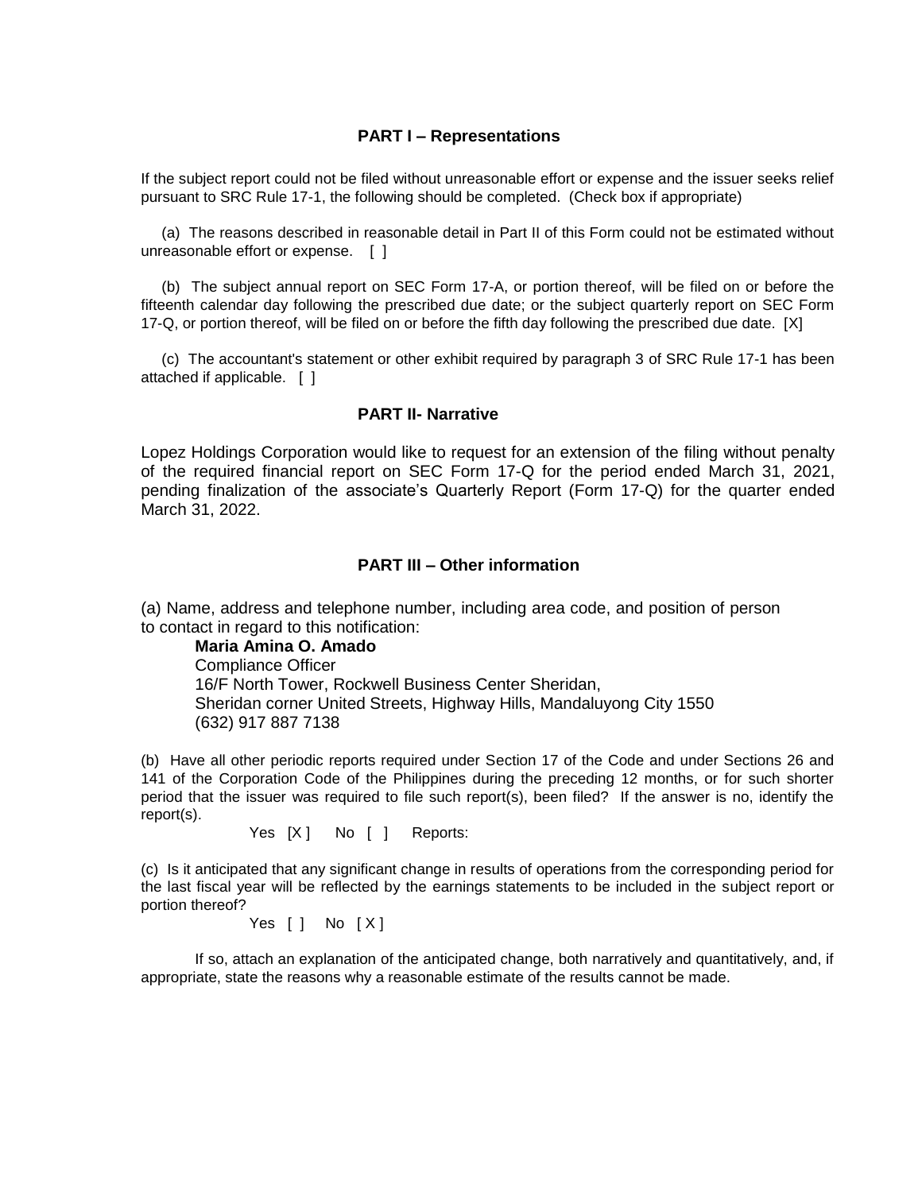## PART I – Representations

If the subject report could not be filed without unreasonable effort or expense and the issuer seeks relief pursuant to SRC Rule 17-1, the following should be completed. (Check box if appropriate)

(a) The reasons described in reasonable detail in Part II of this Form could not be estimated without unreasonable effort or expense. [ ]

(b) The subject annual report on SEC Form 17-A, or portion thereof, will be filed on or before the fifteenth calendar day following the prescribed due date; or the subject quarterly report on SEC Form 17-Q, or portion thereof, will be filed on or before the fifth day following the prescribed due date. [X]

(c) The accountant's statement or other exhibit required by paragraph 3 of SRC Rule 17-1 has been attached if applicable. [ ]

## PART II- Narrative

Lopez Holdings Corporation would like to request for an extension of the filing without penalty of the required financial report on SEC Form 17-Q for the period ended March 31, 2021, pending finalization of the associate's Quarterly Report (Form 17-Q) for the quarter ended March 31, 2022.

## PART III – Other information

(a) Name, address and telephone number, including area code, and position of person to contact in regard to this notification:

**Maria Amina O. Amado**
Compliance Officer
16/F North Tower, Rockwell Business Center Sheridan,
Sheridan corner United Streets, Highway Hills, Mandaluyong City 1550
(632) 917 887 7138

(b) Have all other periodic reports required under Section 17 of the Code and under Sections 26 and 141 of the Corporation Code of the Philippines during the preceding 12 months, or for such shorter period that the issuer was required to file such report(s), been filed? If the answer is no, identify the report(s).

Yes [X ] No [ ] Reports:

(c) Is it anticipated that any significant change in results of operations from the corresponding period for the last fiscal year will be reflected by the earnings statements to be included in the subject report or portion thereof?

Yes [ ] No [ X ]

If so, attach an explanation of the anticipated change, both narratively and quantitatively, and, if appropriate, state the reasons why a reasonable estimate of the results cannot be made.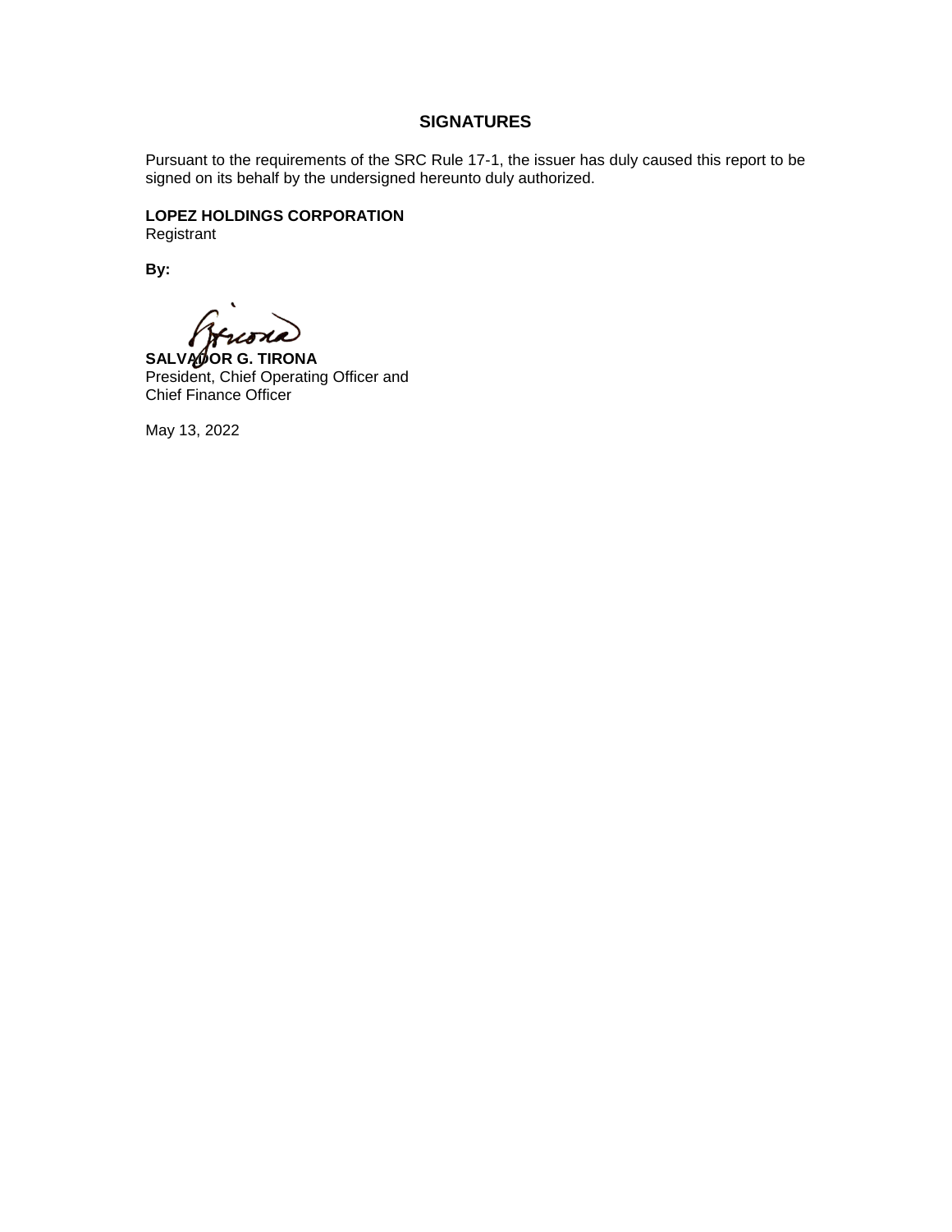## SIGNATURES

Pursuant to the requirements of the SRC Rule 17-1, the issuer has duly caused this report to be signed on its behalf by the undersigned hereunto duly authorized.

**LOPEZ HOLDINGS CORPORATION**
Registrant

**By:**

**SALVADOR G. TIRONA**
President, Chief Operating Officer and
Chief Finance Officer

May 13, 2022